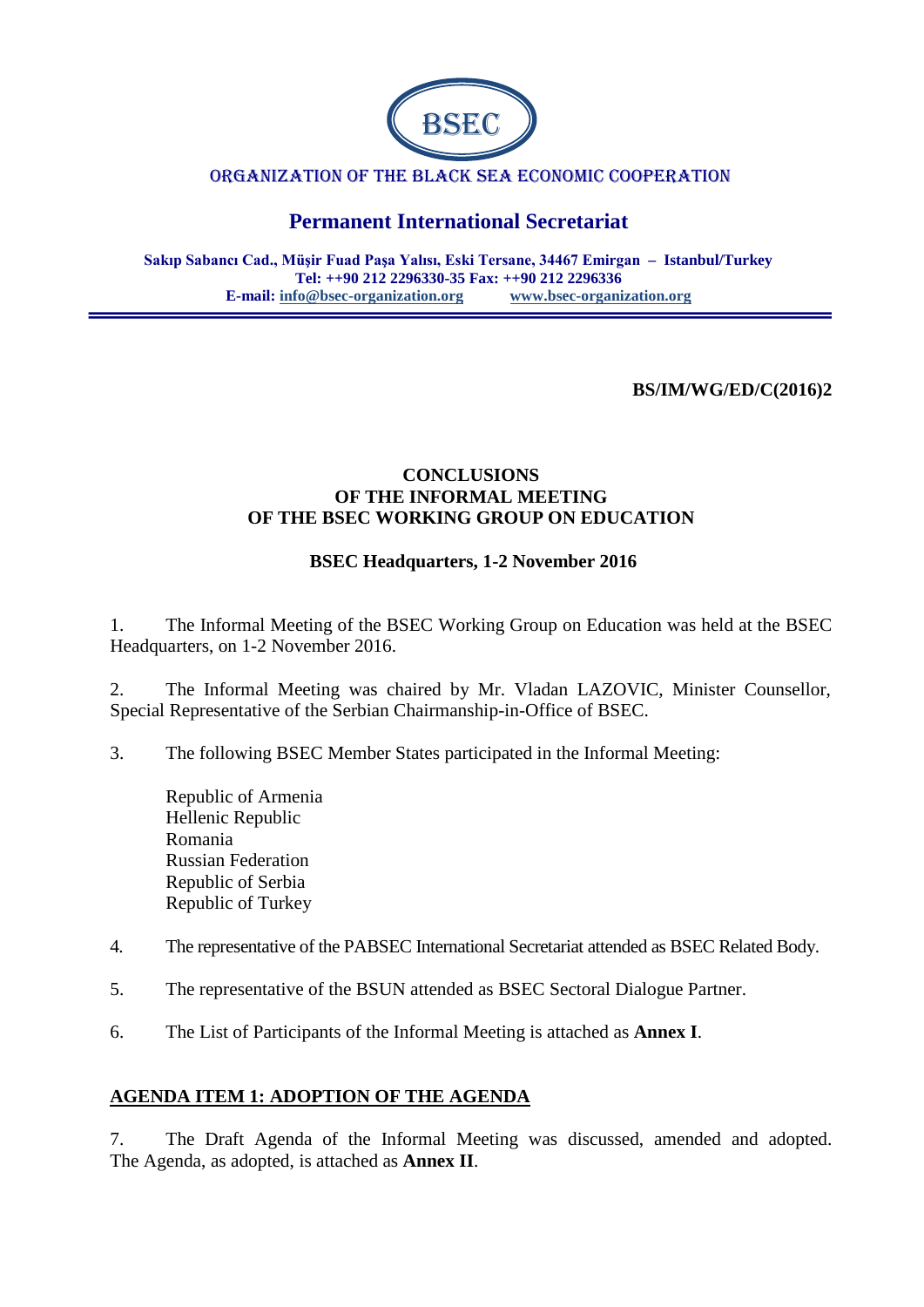BSEC

ORGANIZATION OF THE BLACK SEA ECONOMIC COOPERATION

**Permanent International Secretariat**

**Sakıp Sabancı Cad., Müşir Fuad Paşa Yalısı, Eski Tersane, 34467 Emirgan – Istanbul/Turkey**
**Tel: ++90 212 2296330-35 Fax: ++90 212 2296336**
**E-mail: info@bsec-organization.org www.bsec-organization.org**

**BS/IM/WG/ED/C(2016)2**

# CONCLUSIONS OF THE INFORMAL MEETING OF THE BSEC WORKING GROUP ON EDUCATION

**BSEC Headquarters, 1-2 November 2016**

1. The Informal Meeting of the BSEC Working Group on Education was held at the BSEC Headquarters, on 1-2 November 2016.

2. The Informal Meeting was chaired by Mr. Vladan LAZOVIC, Minister Counsellor, Special Representative of the Serbian Chairmanship-in-Office of BSEC.

3. The following BSEC Member States participated in the Informal Meeting:

   Republic of Armenia
   Hellenic Republic
   Romania
   Russian Federation
   Republic of Serbia
   Republic of Turkey

4. The representative of the PABSEC International Secretariat attended as BSEC Related Body.

5. The representative of the BSUN attended as BSEC Sectoral Dialogue Partner.

6. The List of Participants of the Informal Meeting is attached as **Annex I**.

## AGENDA ITEM 1: ADOPTION OF THE AGENDA

7. The Draft Agenda of the Informal Meeting was discussed, amended and adopted. The Agenda, as adopted, is attached as **Annex II**.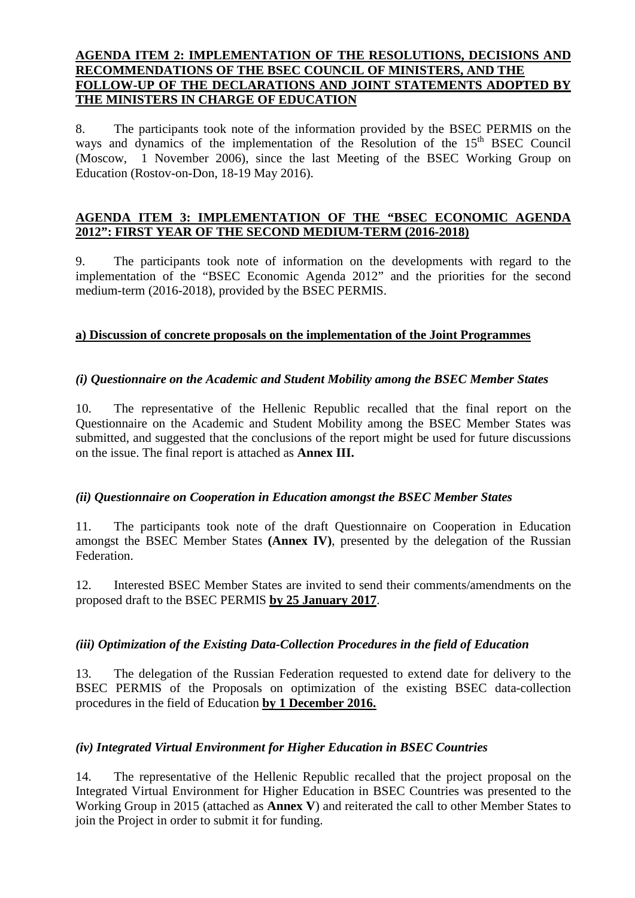**AGENDA ITEM 2: IMPLEMENTATION OF THE RESOLUTIONS, DECISIONS AND RECOMMENDATIONS OF THE BSEC COUNCIL OF MINISTERS, AND THE FOLLOW-UP OF THE DECLARATIONS AND JOINT STATEMENTS ADOPTED BY THE MINISTERS IN CHARGE OF EDUCATION**

8. The participants took note of the information provided by the BSEC PERMIS on the ways and dynamics of the implementation of the Resolution of the 15th BSEC Council (Moscow, 1 November 2006), since the last Meeting of the BSEC Working Group on Education (Rostov-on-Don, 18-19 May 2016).

**AGENDA ITEM 3: IMPLEMENTATION OF THE "BSEC ECONOMIC AGENDA 2012": FIRST YEAR OF THE SECOND MEDIUM-TERM (2016-2018)**

9. The participants took note of information on the developments with regard to the implementation of the "BSEC Economic Agenda 2012" and the priorities for the second medium-term (2016-2018), provided by the BSEC PERMIS.

**a) Discussion of concrete proposals on the implementation of the Joint Programmes**

***(i) Questionnaire on the Academic and Student Mobility among the BSEC Member States***

10. The representative of the Hellenic Republic recalled that the final report on the Questionnaire on the Academic and Student Mobility among the BSEC Member States was submitted, and suggested that the conclusions of the report might be used for future discussions on the issue. The final report is attached as **Annex III.**

***(ii) Questionnaire on Cooperation in Education amongst the BSEC Member States***

11. The participants took note of the draft Questionnaire on Cooperation in Education amongst the BSEC Member States **(Annex IV)**, presented by the delegation of the Russian Federation.

12. Interested BSEC Member States are invited to send their comments/amendments on the proposed draft to the BSEC PERMIS **by 25 January 2017**.

***(iii) Optimization of the Existing Data-Collection Procedures in the field of Education***

13. The delegation of the Russian Federation requested to extend date for delivery to the BSEC PERMIS of the Proposals on optimization of the existing BSEC data-collection procedures in the field of Education **by 1 December 2016.**

***(iv) Integrated Virtual Environment for Higher Education in BSEC Countries***

14. The representative of the Hellenic Republic recalled that the project proposal on the Integrated Virtual Environment for Higher Education in BSEC Countries was presented to the Working Group in 2015 (attached as **Annex V**) and reiterated the call to other Member States to join the Project in order to submit it for funding.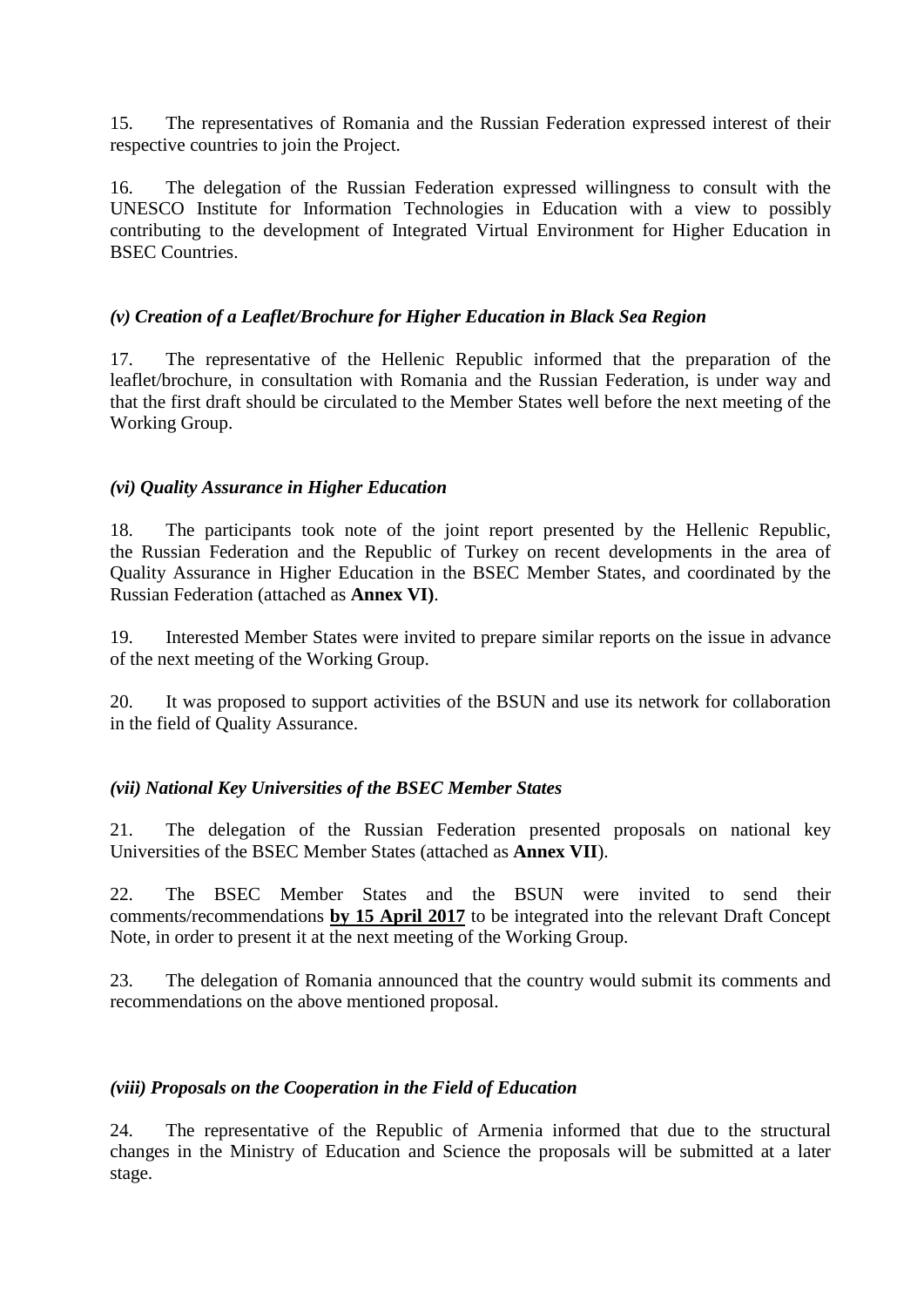15. The representatives of Romania and the Russian Federation expressed interest of their respective countries to join the Project.

16. The delegation of the Russian Federation expressed willingness to consult with the UNESCO Institute for Information Technologies in Education with a view to possibly contributing to the development of Integrated Virtual Environment for Higher Education in BSEC Countries.

***(v) Creation of a Leaflet/Brochure for Higher Education in Black Sea Region***

17. The representative of the Hellenic Republic informed that the preparation of the leaflet/brochure, in consultation with Romania and the Russian Federation, is under way and that the first draft should be circulated to the Member States well before the next meeting of the Working Group.

***(vi) Quality Assurance in Higher Education***

18. The participants took note of the joint report presented by the Hellenic Republic, the Russian Federation and the Republic of Turkey on recent developments in the area of Quality Assurance in Higher Education in the BSEC Member States, and coordinated by the Russian Federation (attached as **Annex VI)**.

19. Interested Member States were invited to prepare similar reports on the issue in advance of the next meeting of the Working Group.

20. It was proposed to support activities of the BSUN and use its network for collaboration in the field of Quality Assurance.

***(vii) National Key Universities of the BSEC Member States***

21. The delegation of the Russian Federation presented proposals on national key Universities of the BSEC Member States (attached as **Annex VII**).

22. The BSEC Member States and the BSUN were invited to send their comments/recommendations **by 15 April 2017** to be integrated into the relevant Draft Concept Note, in order to present it at the next meeting of the Working Group.

23. The delegation of Romania announced that the country would submit its comments and recommendations on the above mentioned proposal.

***(viii) Proposals on the Cooperation in the Field of Education***

24. The representative of the Republic of Armenia informed that due to the structural changes in the Ministry of Education and Science the proposals will be submitted at a later stage.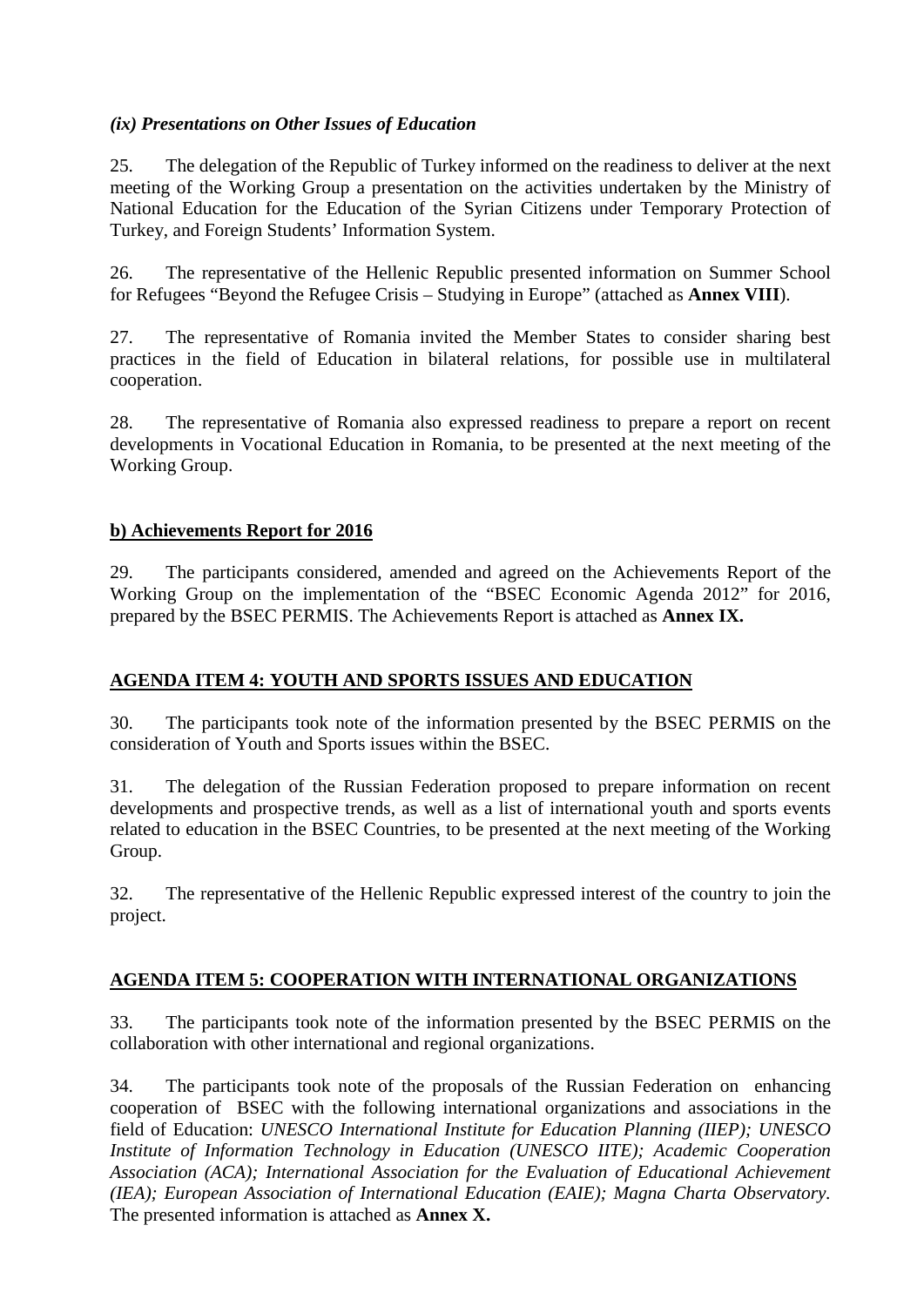### *(ix) Presentations on Other Issues of Education*

25. The delegation of the Republic of Turkey informed on the readiness to deliver at the next meeting of the Working Group a presentation on the activities undertaken by the Ministry of National Education for the Education of the Syrian Citizens under Temporary Protection of Turkey, and Foreign Students' Information System.

26. The representative of the Hellenic Republic presented information on Summer School for Refugees "Beyond the Refugee Crisis – Studying in Europe" (attached as **Annex VIII**).

27. The representative of Romania invited the Member States to consider sharing best practices in the field of Education in bilateral relations, for possible use in multilateral cooperation.

28. The representative of Romania also expressed readiness to prepare a report on recent developments in Vocational Education in Romania, to be presented at the next meeting of the Working Group.

## b) Achievements Report for 2016

29. The participants considered, amended and agreed on the Achievements Report of the Working Group on the implementation of the "BSEC Economic Agenda 2012" for 2016, prepared by the BSEC PERMIS. The Achievements Report is attached as **Annex IX.**

## AGENDA ITEM 4: YOUTH AND SPORTS ISSUES AND EDUCATION

30. The participants took note of the information presented by the BSEC PERMIS on the consideration of Youth and Sports issues within the BSEC.

31. The delegation of the Russian Federation proposed to prepare information on recent developments and prospective trends, as well as a list of international youth and sports events related to education in the BSEC Countries, to be presented at the next meeting of the Working Group.

32. The representative of the Hellenic Republic expressed interest of the country to join the project.

## AGENDA ITEM 5: COOPERATION WITH INTERNATIONAL ORGANIZATIONS

33. The participants took note of the information presented by the BSEC PERMIS on the collaboration with other international and regional organizations.

34. The participants took note of the proposals of the Russian Federation on enhancing cooperation of BSEC with the following international organizations and associations in the field of Education: *UNESCO International Institute for Education Planning (IIEP); UNESCO Institute of Information Technology in Education (UNESCO IITE); Academic Cooperation Association (ACA); International Association for the Evaluation of Educational Achievement (IEA); European Association of International Education (EAIE); Magna Charta Observatory.* The presented information is attached as **Annex X.**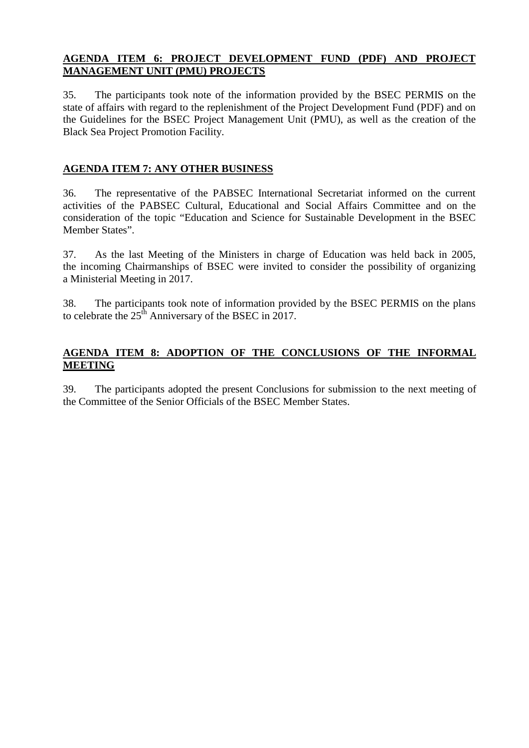## AGENDA ITEM 6: PROJECT DEVELOPMENT FUND (PDF) AND PROJECT MANAGEMENT UNIT (PMU) PROJECTS

35. The participants took note of the information provided by the BSEC PERMIS on the state of affairs with regard to the replenishment of the Project Development Fund (PDF) and on the Guidelines for the BSEC Project Management Unit (PMU), as well as the creation of the Black Sea Project Promotion Facility.

## AGENDA ITEM 7: ANY OTHER BUSINESS

36. The representative of the PABSEC International Secretariat informed on the current activities of the PABSEC Cultural, Educational and Social Affairs Committee and on the consideration of the topic “Education and Science for Sustainable Development in the BSEC Member States”.

37. As the last Meeting of the Ministers in charge of Education was held back in 2005, the incoming Chairmanships of BSEC were invited to consider the possibility of organizing a Ministerial Meeting in 2017.

38. The participants took note of information provided by the BSEC PERMIS on the plans to celebrate the 25th Anniversary of the BSEC in 2017.

## AGENDA ITEM 8: ADOPTION OF THE CONCLUSIONS OF THE INFORMAL MEETING

39. The participants adopted the present Conclusions for submission to the next meeting of the Committee of the Senior Officials of the BSEC Member States.